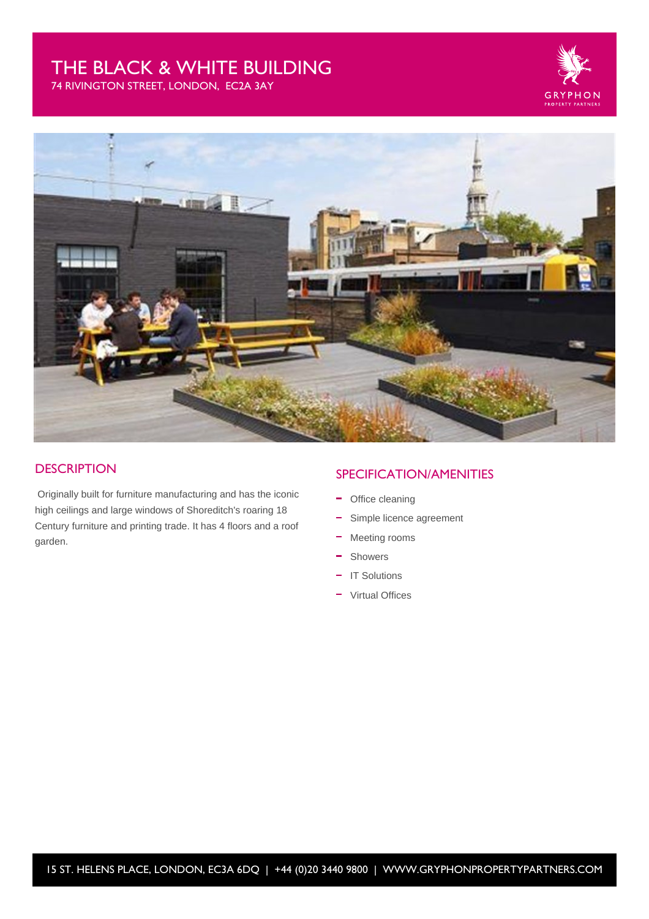# THE BLACK & WHITE BUILDING

74 RIVINGTON STREET, LONDON, EC2A 3AY

## DESCRIPTION

Originally built for furniture manufacturing and has the iconic high ceilings and large windows of Shoreditch's roaring 18 Century furniture and printing trade. It has 4 floors and a roof garden.

## SPECIFICATION/AMENITIES

- Office cleaning
- Simple licence agreement
- Meeting rooms
- Showers
- IT Solutions
- Virtual Offices

15 ST. HELENS PLACE, LONDON, EC3A 6DQ | +44 (0)20 3440 9800 | WWW.GRYPHONPROPERTYPARTNERS.COM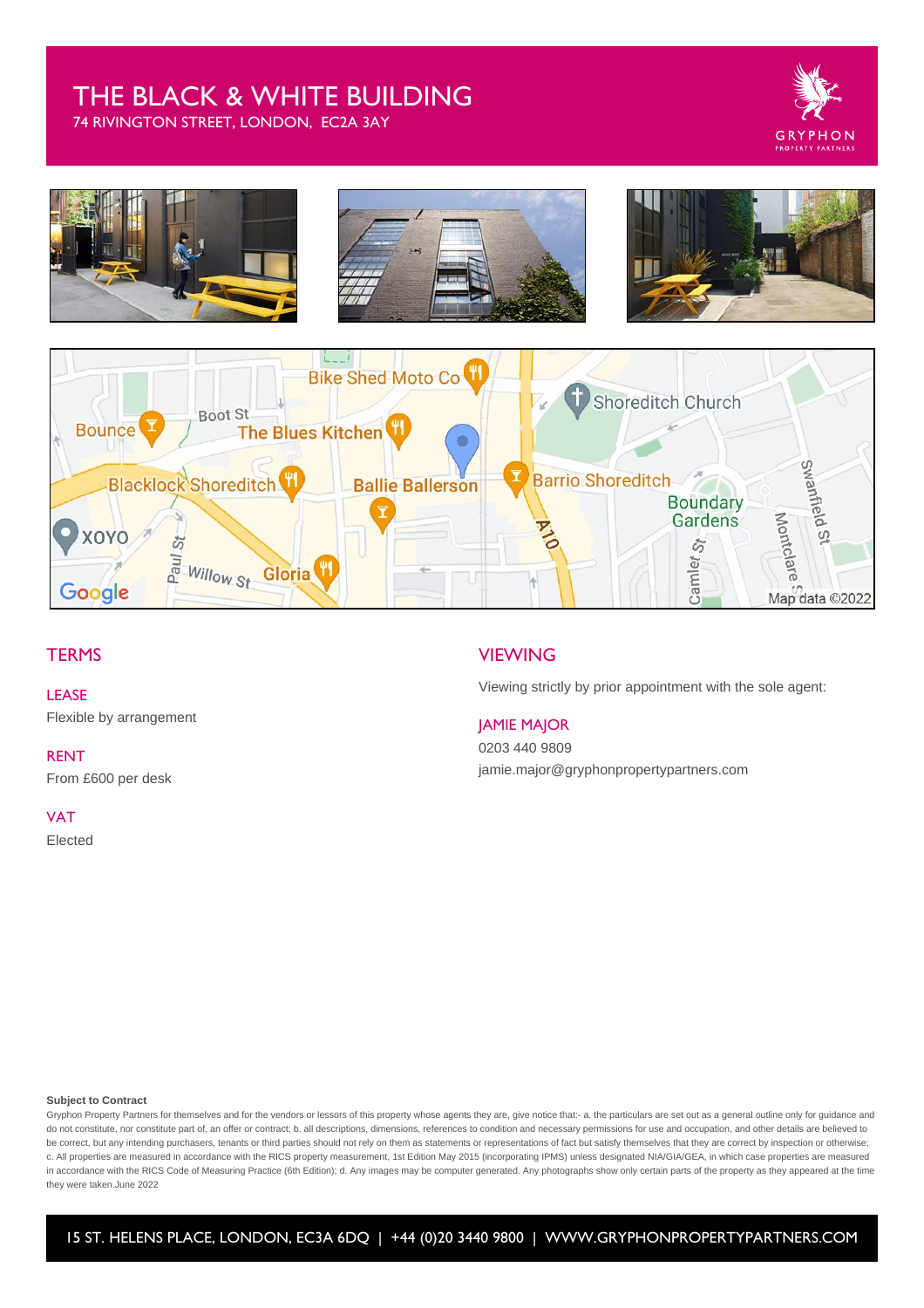# THE BLACK & WHITE BUILDING

74 RIVINGTON STREET, LONDON, EC2A 3AY

GRYPHON
PROPERTY PARTNERS

Bike Shed Moto Co
Shoreditch Church
Boot St
Bounce
The Blues Kitchen
Blacklock Shoreditch
Ballie Ballerson
Barrio Shoreditch
Boundary Gardens
Swanfield St
XOYO
Paul St
A10
Montclare St
Camlet St
Willow St
Gloria
Google
Map data ©2022

## TERMS

### LEASE

Flexible by arrangement

### RENT

From £600 per desk

### VAT

Elected

## VIEWING

Viewing strictly by prior appointment with the sole agent:

### JAMIE MAJOR

0203 440 9809

jamie.major@gryphonpropertypartners.com

**Subject to Contract**

Gryphon Property Partners for themselves and for the vendors or lessors of this property whose agents they are, give notice that:- a. the particulars are set out as a general outline only for guidance and do not constitute, nor constitute part of, an offer or contract; b. all descriptions, dimensions, references to condition and necessary permissions for use and occupation, and other details are believed to be correct, but any intending purchasers, tenants or third parties should not rely on them as statements or representations of fact but satisfy themselves that they are correct by inspection or otherwise; c. All properties are measured in accordance with the RICS property measurement, 1st Edition May 2015 (incorporating IPMS) unless designated NIA/GIA/GEA, in which case properties are measured in accordance with the RICS Code of Measuring Practice (6th Edition); d. Any images may be computer generated. Any photographs show only certain parts of the property as they appeared at the time they were taken.June 2022

15 ST. HELENS PLACE, LONDON, EC3A 6DQ | +44 (0)20 3440 9800 | WWW.GRYPHONPROPERTYPARTNERS.COM